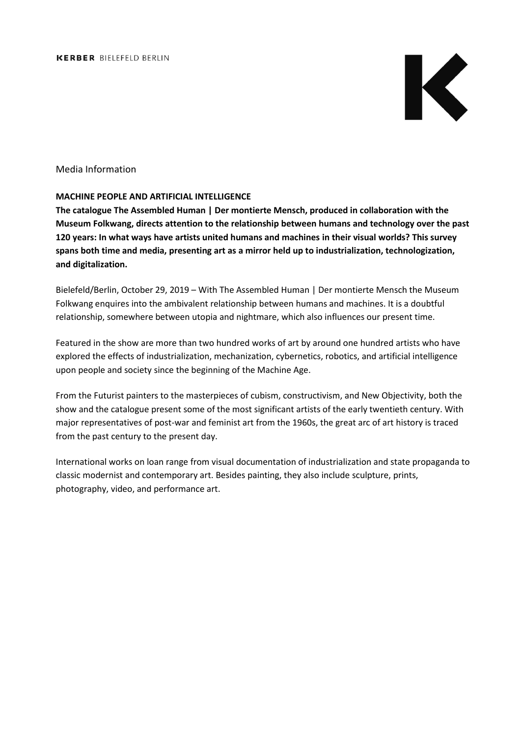Media Information

**MACHINE PEOPLE AND ARTIFICIAL INTELLIGENCE**

**The catalogue The Assembled Human | Der montierte Mensch, produced in collaboration with the Museum Folkwang, directs attention to the relationship between humans and technology over the past 120 years: In what ways have artists united humans and machines in their visual worlds? This survey spans both time and media, presenting art as a mirror held up to industrialization, technologization, and digitalization.**

Bielefeld/Berlin, October 29, 2019 – With The Assembled Human | Der montierte Mensch the Museum Folkwang enquires into the ambivalent relationship between humans and machines. It is a doubtful relationship, somewhere between utopia and nightmare, which also influences our present time.

Featured in the show are more than two hundred works of art by around one hundred artists who have explored the effects of industrialization, mechanization, cybernetics, robotics, and artificial intelligence upon people and society since the beginning of the Machine Age.

From the Futurist painters to the masterpieces of cubism, constructivism, and New Objectivity, both the show and the catalogue present some of the most significant artists of the early twentieth century. With major representatives of post-war and feminist art from the 1960s, the great arc of art history is traced from the past century to the present day.

International works on loan range from visual documentation of industrialization and state propaganda to classic modernist and contemporary art. Besides painting, they also include sculpture, prints, photography, video, and performance art.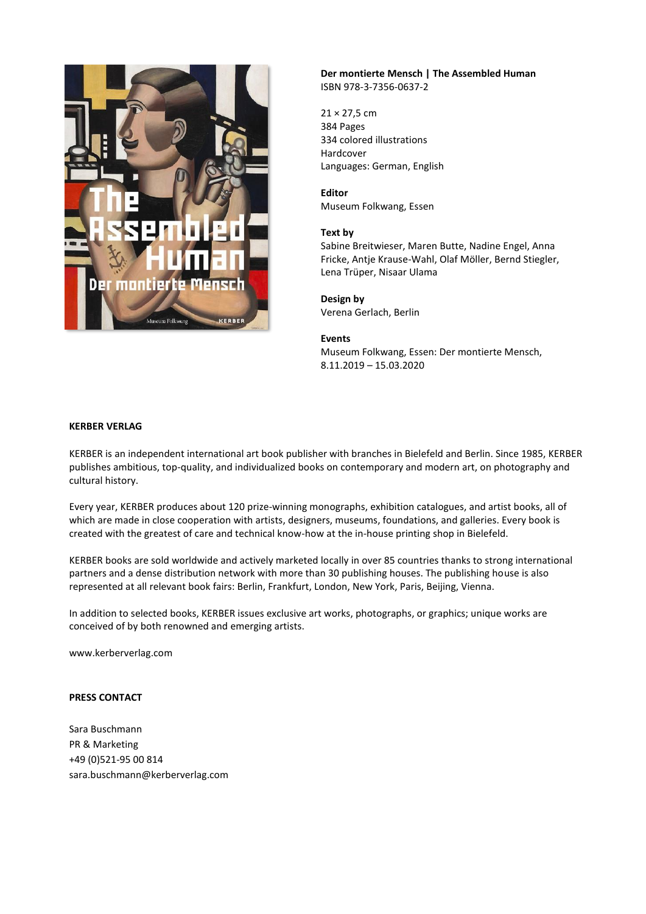**Der montierte Mensch | The Assembled Human**
ISBN 978-3-7356-0637-2

21 × 27,5 cm
384 Pages
334 colored illustrations
Hardcover
Languages: German, English

**Editor**
Museum Folkwang, Essen

**Text by**
Sabine Breitwieser, Maren Butte, Nadine Engel, Anna Fricke, Antje Krause-Wahl, Olaf Möller, Bernd Stiegler, Lena Trüper, Nisaar Ulama

**Design by**
Verena Gerlach, Berlin

**Events**
Museum Folkwang, Essen: Der montierte Mensch, 8.11.2019 – 15.03.2020

**KERBER VERLAG**

KERBER is an independent international art book publisher with branches in Bielefeld and Berlin. Since 1985, KERBER publishes ambitious, top-quality, and individualized books on contemporary and modern art, on photography and cultural history.

Every year, KERBER produces about 120 prize-winning monographs, exhibition catalogues, and artist books, all of which are made in close cooperation with artists, designers, museums, foundations, and galleries. Every book is created with the greatest of care and technical know-how at the in-house printing shop in Bielefeld.

KERBER books are sold worldwide and actively marketed locally in over 85 countries thanks to strong international partners and a dense distribution network with more than 30 publishing houses. The publishing house is also represented at all relevant book fairs: Berlin, Frankfurt, London, New York, Paris, Beijing, Vienna.

In addition to selected books, KERBER issues exclusive art works, photographs, or graphics; unique works are conceived of by both renowned and emerging artists.

www.kerberverlag.com

**PRESS CONTACT**

Sara Buschmann
PR & Marketing
+49 (0)521-95 00 814
sara.buschmann@kerberverlag.com